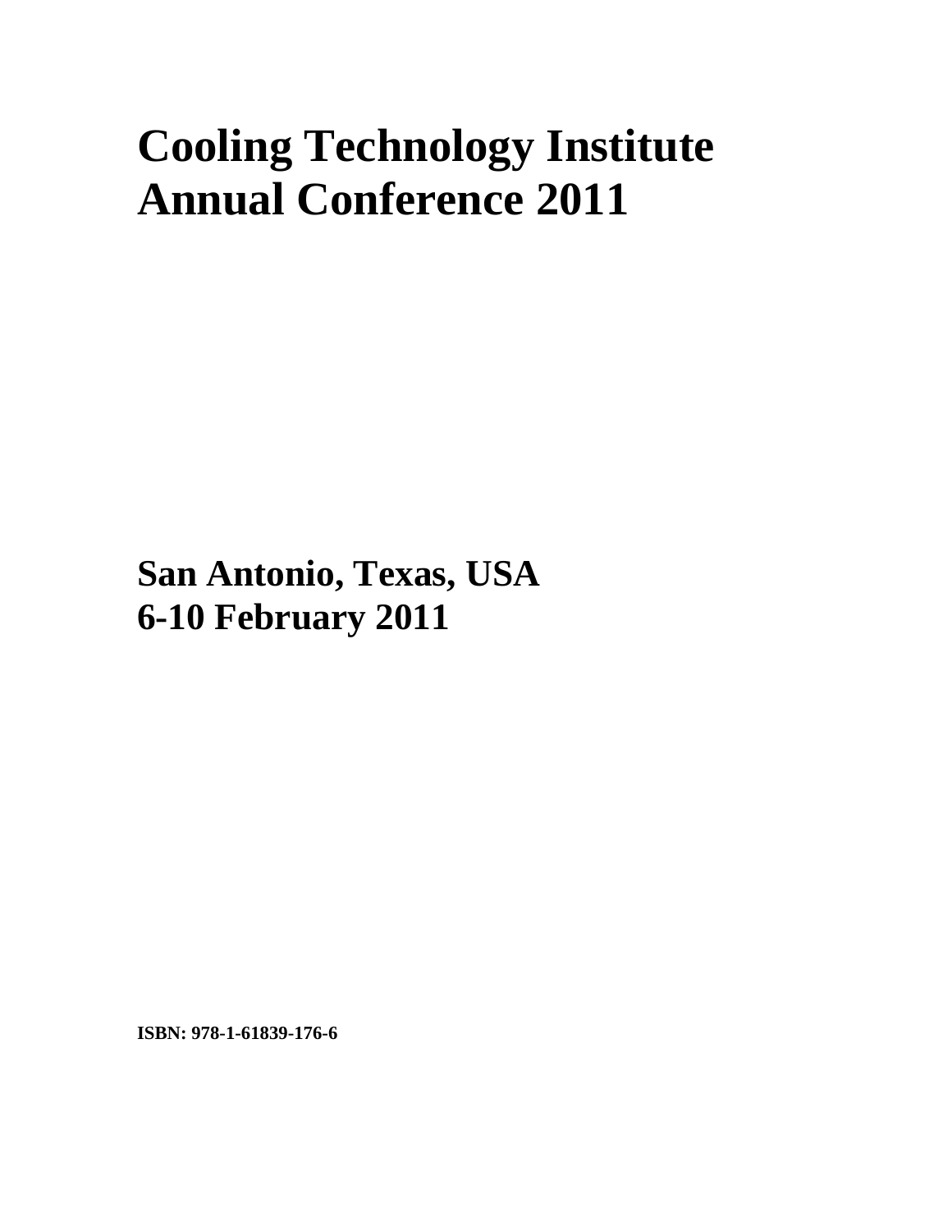# Cooling Technology Institute Annual Conference 2011

## San Antonio, Texas, USA
## 6-10 February 2011

**ISBN: 978-1-61839-176-6**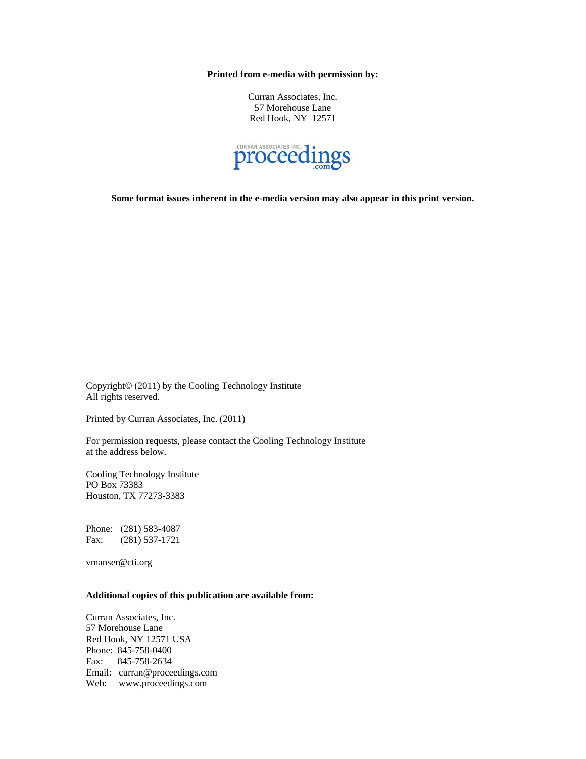**Printed from e-media with permission by:**

Curran Associates, Inc.
57 Morehouse Lane
Red Hook, NY 12571

CURRAN ASSOCIATES INC. proceedings .com

**Some format issues inherent in the e-media version may also appear in this print version.**

Copyright© (2011) by the Cooling Technology Institute
All rights reserved.

Printed by Curran Associates, Inc. (2011)

For permission requests, please contact the Cooling Technology Institute
at the address below.

Cooling Technology Institute
PO Box 73383
Houston, TX 77273-3383

Phone: (281) 583-4087
Fax: (281) 537-1721

vmanser@cti.org

**Additional copies of this publication are available from:**

Curran Associates, Inc.
57 Morehouse Lane
Red Hook, NY 12571 USA
Phone: 845-758-0400
Fax: 845-758-2634
Email: curran@proceedings.com
Web: www.proceedings.com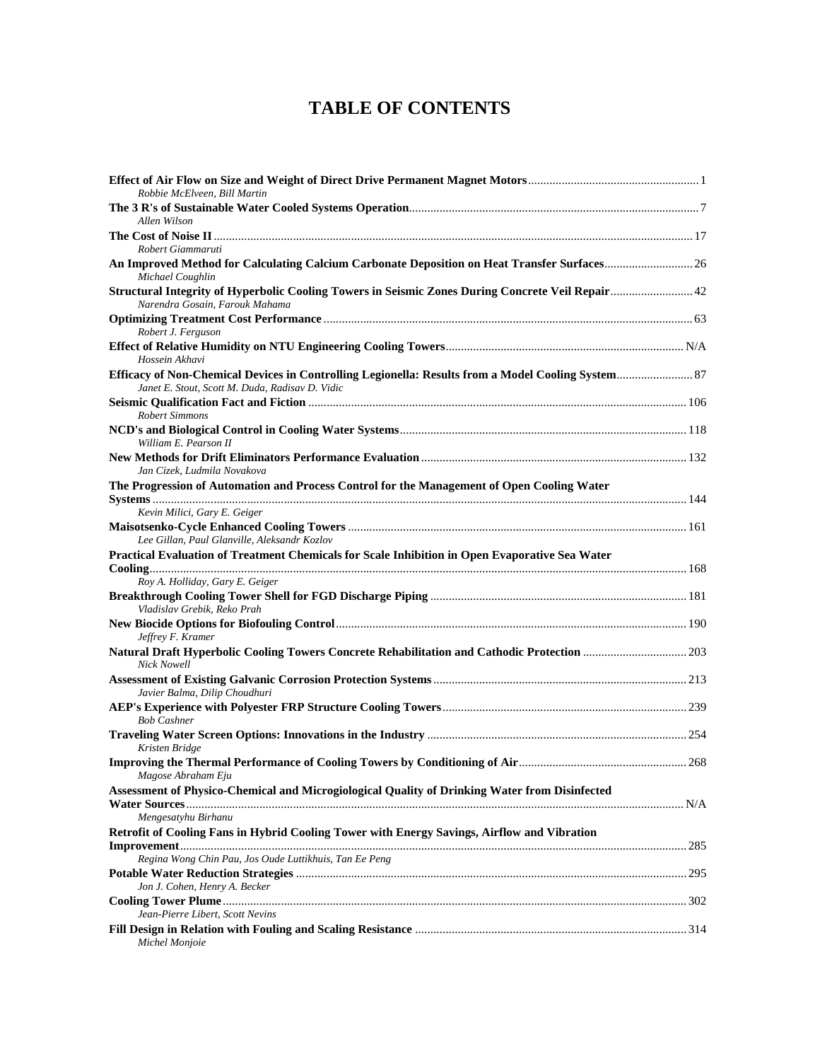# TABLE OF CONTENTS

**Effect of Air Flow on Size and Weight of Direct Drive Permanent Magnet Motors** ... 1
*Robbie McElveen, Bill Martin*

**The 3 R's of Sustainable Water Cooled Systems Operation** ... 7
*Allen Wilson*

**The Cost of Noise II** ... 17
*Robert Giammaruti*

**An Improved Method for Calculating Calcium Carbonate Deposition on Heat Transfer Surfaces** ... 26
*Michael Coughlin*

**Structural Integrity of Hyperbolic Cooling Towers in Seismic Zones During Concrete Veil Repair** ... 42
*Narendra Gosain, Farouk Mahama*

**Optimizing Treatment Cost Performance** ... 63
*Robert J. Ferguson*

**Effect of Relative Humidity on NTU Engineering Cooling Towers** ... N/A
*Hossein Akhavi*

**Efficacy of Non-Chemical Devices in Controlling Legionella: Results from a Model Cooling System** ... 87
*Janet E. Stout, Scott M. Duda, Radisav D. Vidic*

**Seismic Qualification Fact and Fiction** ... 106
*Robert Simmons*

**NCD's and Biological Control in Cooling Water Systems** ... 118
*William E. Pearson II*

**New Methods for Drift Eliminators Performance Evaluation** ... 132
*Jan Cizek, Ludmila Novakova*

**The Progression of Automation and Process Control for the Management of Open Cooling Water Systems** ... 144
*Kevin Milici, Gary E. Geiger*

**Maisotsenko-Cycle Enhanced Cooling Towers** ... 161
*Lee Gillan, Paul Glanville, Aleksandr Kozlov*

**Practical Evaluation of Treatment Chemicals for Scale Inhibition in Open Evaporative Sea Water Cooling** ... 168
*Roy A. Holliday, Gary E. Geiger*

**Breakthrough Cooling Tower Shell for FGD Discharge Piping** ... 181
*Vladislav Grebik, Reko Prah*

**New Biocide Options for Biofouling Control** ... 190
*Jeffrey F. Kramer*

**Natural Draft Hyperbolic Cooling Towers Concrete Rehabilitation and Cathodic Protection** ... 203
*Nick Nowell*

**Assessment of Existing Galvanic Corrosion Protection Systems** ... 213
*Javier Balma, Dilip Choudhuri*

**AEP's Experience with Polyester FRP Structure Cooling Towers** ... 239
*Bob Cashner*

**Traveling Water Screen Options: Innovations in the Industry** ... 254
*Kristen Bridge*

**Improving the Thermal Performance of Cooling Towers by Conditioning of Air** ... 268
*Magose Abraham Eju*

**Assessment of Physico-Chemical and Microgiological Quality of Drinking Water from Disinfected Water Sources** ... N/A
*Mengesatyhu Birhanu*

**Retrofit of Cooling Fans in Hybrid Cooling Tower with Energy Savings, Airflow and Vibration Improvement** ... 285
*Regina Wong Chin Pau, Jos Oude Luttikhuis, Tan Ee Peng*

**Potable Water Reduction Strategies** ... 295
*Jon J. Cohen, Henry A. Becker*

**Cooling Tower Plume** ... 302
*Jean-Pierre Libert, Scott Nevins*

**Fill Design in Relation with Fouling and Scaling Resistance** ... 314
*Michel Monjoie*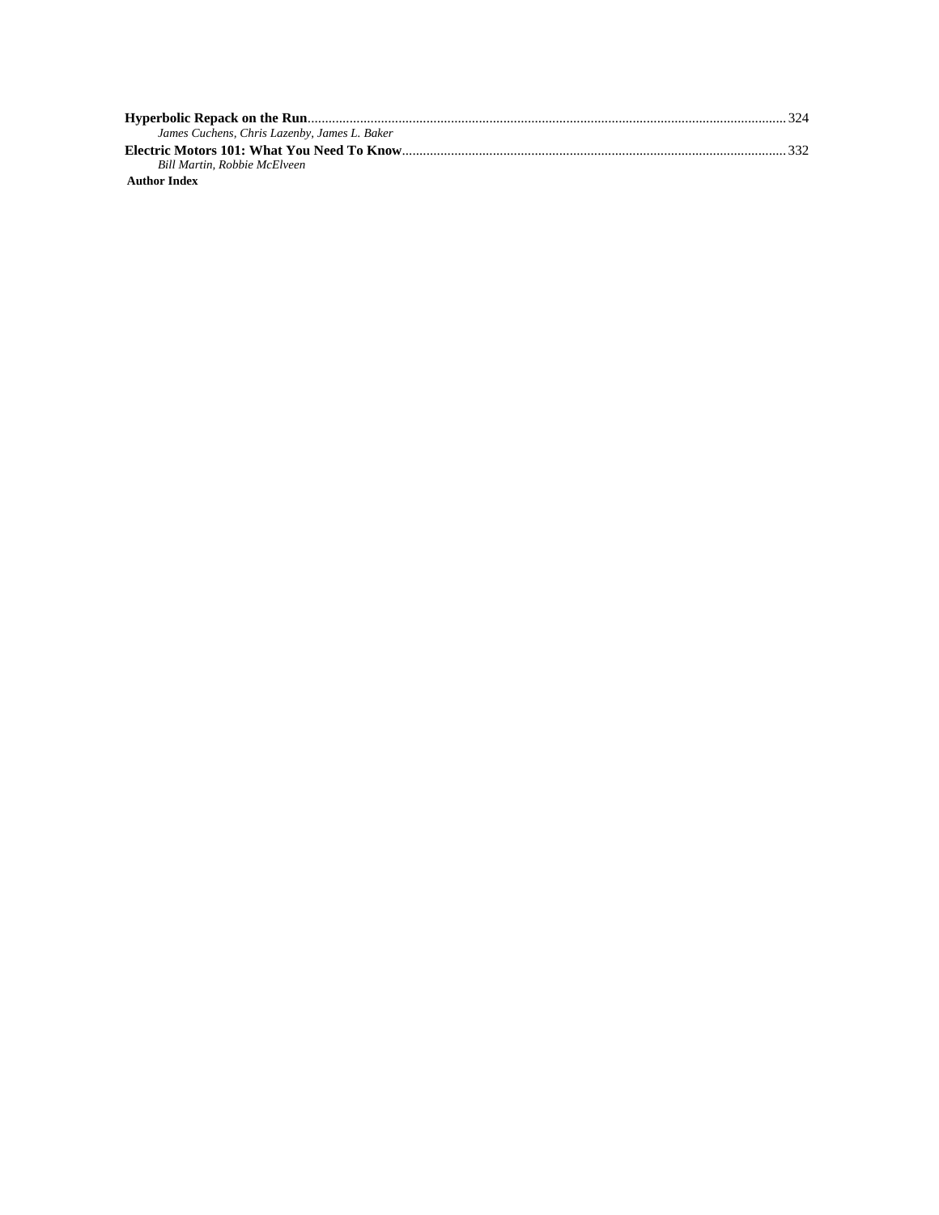**Hyperbolic Repack on the Run** ........................................................................ 324
*James Cuchens, Chris Lazenby, James L. Baker*

**Electric Motors 101: What You Need To Know** ........................................................................ 332
*Bill Martin, Robbie McElveen*

**Author Index**